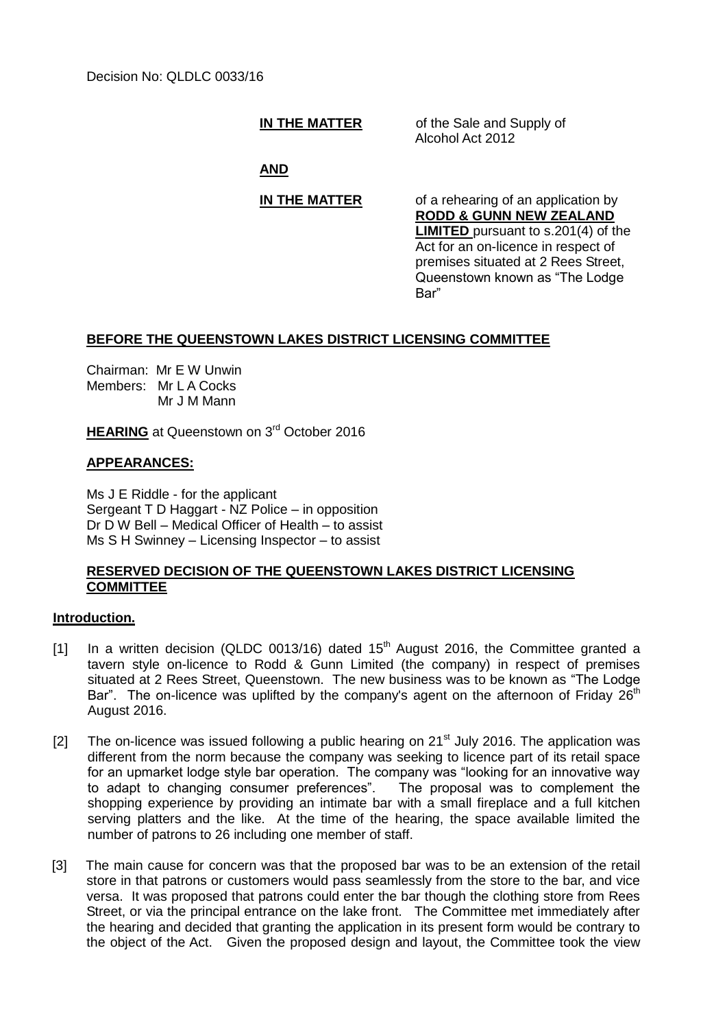Decision No: QLDLC 0033/16

**IN THE MATTER** of the Sale and Supply of Alcohol Act 2012

**AND**

**IN THE MATTER** of a rehearing of an application by **RODD & GUNN NEW ZEALAND LIMITED** pursuant to s.201(4) of the Act for an on-licence in respect of premises situated at 2 Rees Street, Queenstown known as "The Lodge Bar"

**BEFORE THE QUEENSTOWN LAKES DISTRICT LICENSING COMMITTEE**

Chairman: Mr E W Unwin
Members: Mr L A Cocks
Mr J M Mann

**HEARING** at Queenstown on 3rd October 2016

**APPEARANCES:**

Ms J E Riddle - for the applicant
Sergeant T D Haggart - NZ Police – in opposition
Dr D W Bell – Medical Officer of Health – to assist
Ms S H Swinney – Licensing Inspector – to assist

**RESERVED DECISION OF THE QUEENSTOWN LAKES DISTRICT LICENSING COMMITTEE**

**Introduction.**

[1] In a written decision (QLDC 0013/16) dated 15th August 2016, the Committee granted a tavern style on-licence to Rodd & Gunn Limited (the company) in respect of premises situated at 2 Rees Street, Queenstown. The new business was to be known as "The Lodge Bar". The on-licence was uplifted by the company's agent on the afternoon of Friday 26th August 2016.

[2] The on-licence was issued following a public hearing on 21st July 2016. The application was different from the norm because the company was seeking to licence part of its retail space for an upmarket lodge style bar operation. The company was "looking for an innovative way to adapt to changing consumer preferences". The proposal was to complement the shopping experience by providing an intimate bar with a small fireplace and a full kitchen serving platters and the like. At the time of the hearing, the space available limited the number of patrons to 26 including one member of staff.

[3] The main cause for concern was that the proposed bar was to be an extension of the retail store in that patrons or customers would pass seamlessly from the store to the bar, and vice versa. It was proposed that patrons could enter the bar though the clothing store from Rees Street, or via the principal entrance on the lake front. The Committee met immediately after the hearing and decided that granting the application in its present form would be contrary to the object of the Act. Given the proposed design and layout, the Committee took the view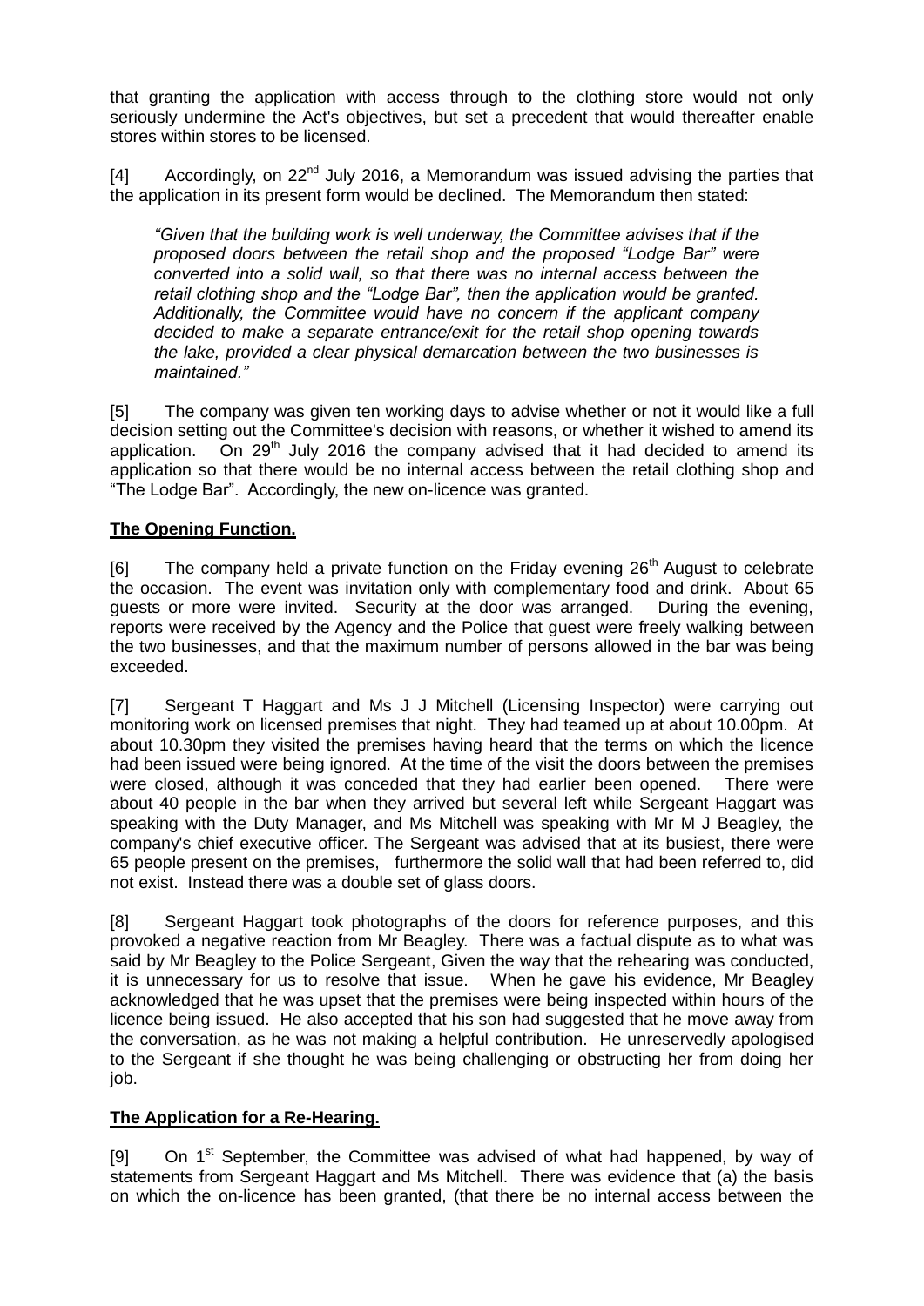that granting the application with access through to the clothing store would not only seriously undermine the Act's objectives, but set a precedent that would thereafter enable stores within stores to be licensed.

[4] Accordingly, on 22nd July 2016, a Memorandum was issued advising the parties that the application in its present form would be declined. The Memorandum then stated:

> *"Given that the building work is well underway, the Committee advises that if the proposed doors between the retail shop and the proposed "Lodge Bar" were converted into a solid wall, so that there was no internal access between the retail clothing shop and the "Lodge Bar", then the application would be granted. Additionally, the Committee would have no concern if the applicant company decided to make a separate entrance/exit for the retail shop opening towards the lake, provided a clear physical demarcation between the two businesses is maintained."*

[5] The company was given ten working days to advise whether or not it would like a full decision setting out the Committee's decision with reasons, or whether it wished to amend its application. On 29th July 2016 the company advised that it had decided to amend its application so that there would be no internal access between the retail clothing shop and "The Lodge Bar". Accordingly, the new on-licence was granted.

## The Opening Function.

[6] The company held a private function on the Friday evening 26th August to celebrate the occasion. The event was invitation only with complementary food and drink. About 65 guests or more were invited. Security at the door was arranged. During the evening, reports were received by the Agency and the Police that guest were freely walking between the two businesses, and that the maximum number of persons allowed in the bar was being exceeded.

[7] Sergeant T Haggart and Ms J J Mitchell (Licensing Inspector) were carrying out monitoring work on licensed premises that night. They had teamed up at about 10.00pm. At about 10.30pm they visited the premises having heard that the terms on which the licence had been issued were being ignored. At the time of the visit the doors between the premises were closed, although it was conceded that they had earlier been opened. There were about 40 people in the bar when they arrived but several left while Sergeant Haggart was speaking with the Duty Manager, and Ms Mitchell was speaking with Mr M J Beagley, the company's chief executive officer. The Sergeant was advised that at its busiest, there were 65 people present on the premises, furthermore the solid wall that had been referred to, did not exist. Instead there was a double set of glass doors.

[8] Sergeant Haggart took photographs of the doors for reference purposes, and this provoked a negative reaction from Mr Beagley. There was a factual dispute as to what was said by Mr Beagley to the Police Sergeant, Given the way that the rehearing was conducted, it is unnecessary for us to resolve that issue. When he gave his evidence, Mr Beagley acknowledged that he was upset that the premises were being inspected within hours of the licence being issued. He also accepted that his son had suggested that he move away from the conversation, as he was not making a helpful contribution. He unreservedly apologised to the Sergeant if she thought he was being challenging or obstructing her from doing her job.

## The Application for a Re-Hearing.

[9] On 1st September, the Committee was advised of what had happened, by way of statements from Sergeant Haggart and Ms Mitchell. There was evidence that (a) the basis on which the on-licence has been granted, (that there be no internal access between the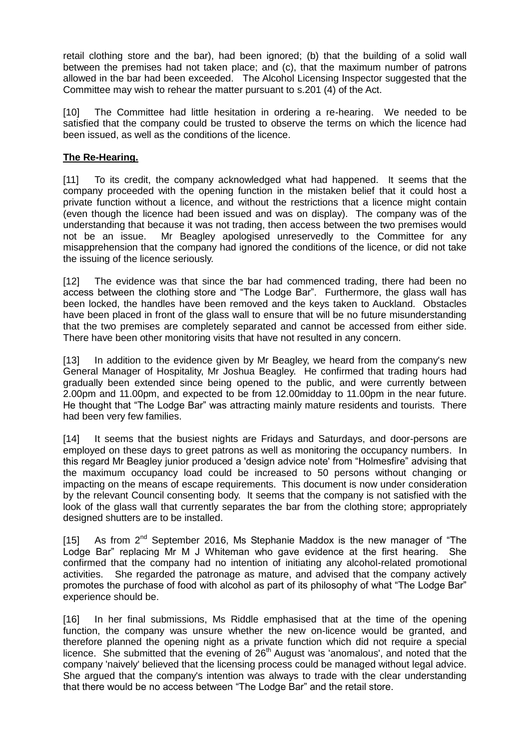retail clothing store and the bar), had been ignored; (b) that the building of a solid wall between the premises had not taken place; and (c), that the maximum number of patrons allowed in the bar had been exceeded. The Alcohol Licensing Inspector suggested that the Committee may wish to rehear the matter pursuant to s.201 (4) of the Act.

[10] The Committee had little hesitation in ordering a re-hearing. We needed to be satisfied that the company could be trusted to observe the terms on which the licence had been issued, as well as the conditions of the licence.

**The Re-Hearing.**

[11] To its credit, the company acknowledged what had happened. It seems that the company proceeded with the opening function in the mistaken belief that it could host a private function without a licence, and without the restrictions that a licence might contain (even though the licence had been issued and was on display). The company was of the understanding that because it was not trading, then access between the two premises would not be an issue. Mr Beagley apologised unreservedly to the Committee for any misapprehension that the company had ignored the conditions of the licence, or did not take the issuing of the licence seriously.

[12] The evidence was that since the bar had commenced trading, there had been no access between the clothing store and "The Lodge Bar". Furthermore, the glass wall has been locked, the handles have been removed and the keys taken to Auckland. Obstacles have been placed in front of the glass wall to ensure that will be no future misunderstanding that the two premises are completely separated and cannot be accessed from either side. There have been other monitoring visits that have not resulted in any concern.

[13] In addition to the evidence given by Mr Beagley, we heard from the company's new General Manager of Hospitality, Mr Joshua Beagley. He confirmed that trading hours had gradually been extended since being opened to the public, and were currently between 2.00pm and 11.00pm, and expected to be from 12.00midday to 11.00pm in the near future. He thought that "The Lodge Bar" was attracting mainly mature residents and tourists. There had been very few families.

[14] It seems that the busiest nights are Fridays and Saturdays, and door-persons are employed on these days to greet patrons as well as monitoring the occupancy numbers. In this regard Mr Beagley junior produced a 'design advice note' from "Holmesfire" advising that the maximum occupancy load could be increased to 50 persons without changing or impacting on the means of escape requirements. This document is now under consideration by the relevant Council consenting body. It seems that the company is not satisfied with the look of the glass wall that currently separates the bar from the clothing store; appropriately designed shutters are to be installed.

[15] As from 2nd September 2016, Ms Stephanie Maddox is the new manager of "The Lodge Bar" replacing Mr M J Whiteman who gave evidence at the first hearing. She confirmed that the company had no intention of initiating any alcohol-related promotional activities. She regarded the patronage as mature, and advised that the company actively promotes the purchase of food with alcohol as part of its philosophy of what "The Lodge Bar" experience should be.

[16] In her final submissions, Ms Riddle emphasised that at the time of the opening function, the company was unsure whether the new on-licence would be granted, and therefore planned the opening night as a private function which did not require a special licence. She submitted that the evening of 26th August was 'anomalous', and noted that the company 'naively' believed that the licensing process could be managed without legal advice. She argued that the company's intention was always to trade with the clear understanding that there would be no access between "The Lodge Bar" and the retail store.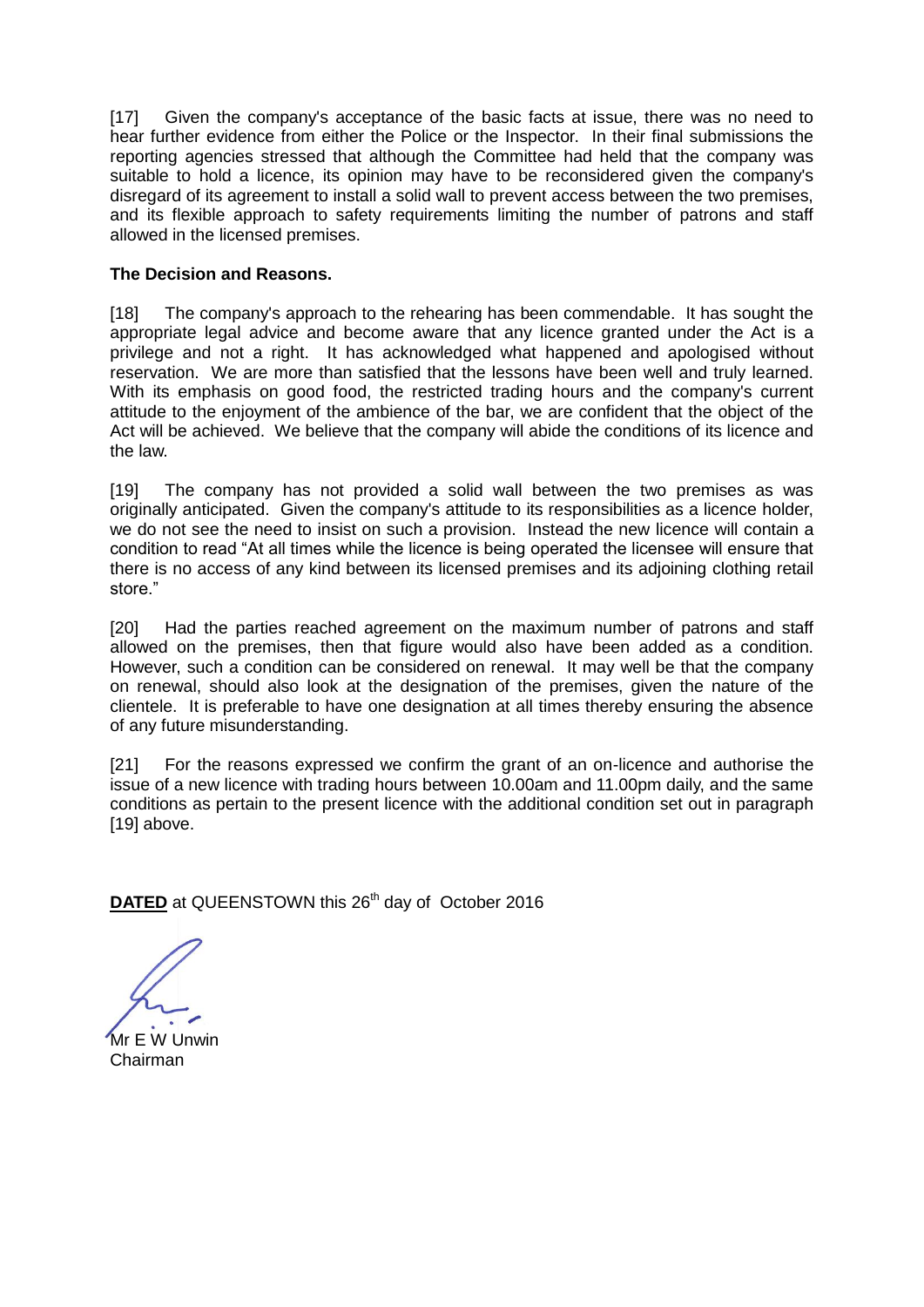[17] Given the company's acceptance of the basic facts at issue, there was no need to hear further evidence from either the Police or the Inspector. In their final submissions the reporting agencies stressed that although the Committee had held that the company was suitable to hold a licence, its opinion may have to be reconsidered given the company's disregard of its agreement to install a solid wall to prevent access between the two premises, and its flexible approach to safety requirements limiting the number of patrons and staff allowed in the licensed premises.

**The Decision and Reasons.**

[18] The company's approach to the rehearing has been commendable. It has sought the appropriate legal advice and become aware that any licence granted under the Act is a privilege and not a right. It has acknowledged what happened and apologised without reservation. We are more than satisfied that the lessons have been well and truly learned. With its emphasis on good food, the restricted trading hours and the company's current attitude to the enjoyment of the ambience of the bar, we are confident that the object of the Act will be achieved. We believe that the company will abide the conditions of its licence and the law.

[19] The company has not provided a solid wall between the two premises as was originally anticipated. Given the company's attitude to its responsibilities as a licence holder, we do not see the need to insist on such a provision. Instead the new licence will contain a condition to read "At all times while the licence is being operated the licensee will ensure that there is no access of any kind between its licensed premises and its adjoining clothing retail store."

[20] Had the parties reached agreement on the maximum number of patrons and staff allowed on the premises, then that figure would also have been added as a condition. However, such a condition can be considered on renewal. It may well be that the company on renewal, should also look at the designation of the premises, given the nature of the clientele. It is preferable to have one designation at all times thereby ensuring the absence of any future misunderstanding.

[21] For the reasons expressed we confirm the grant of an on-licence and authorise the issue of a new licence with trading hours between 10.00am and 11.00pm daily, and the same conditions as pertain to the present licence with the additional condition set out in paragraph [19] above.

**DATED** at QUEENSTOWN this 26th day of October 2016

Mr E W Unwin
Chairman